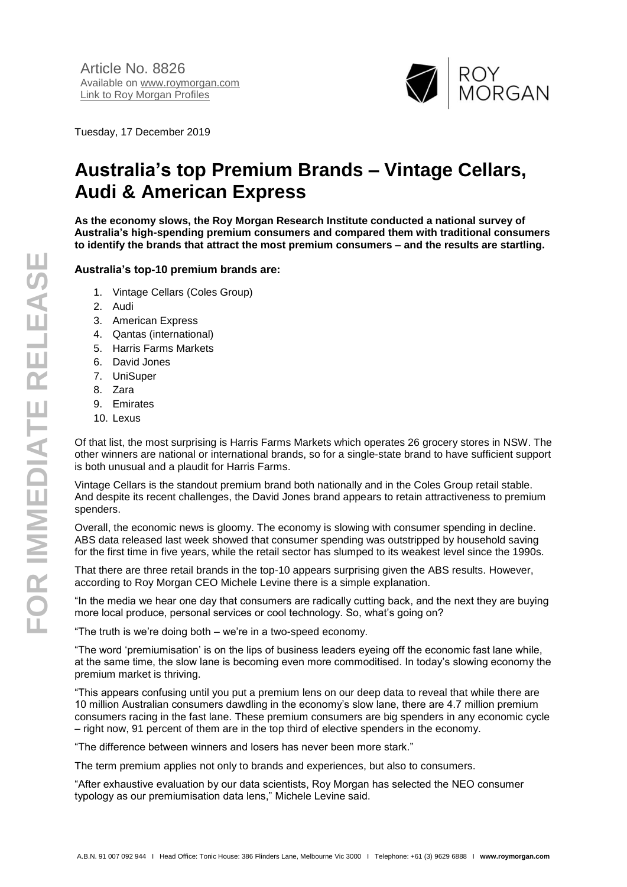Article No. 8826
Available on www.roymorgan.com
Link to Roy Morgan Profiles

Tuesday, 17 December 2019

# Australia's top Premium Brands – Vintage Cellars, Audi & American Express

**As the economy slows, the Roy Morgan Research Institute conducted a national survey of Australia's high-spending premium consumers and compared them with traditional consumers to identify the brands that attract the most premium consumers – and the results are startling.**

**Australia's top-10 premium brands are:**

1. Vintage Cellars (Coles Group)
2. Audi
3. American Express
4. Qantas (international)
5. Harris Farms Markets
6. David Jones
7. UniSuper
8. Zara
9. Emirates
10. Lexus

Of that list, the most surprising is Harris Farms Markets which operates 26 grocery stores in NSW. The other winners are national or international brands, so for a single-state brand to have sufficient support is both unusual and a plaudit for Harris Farms.

Vintage Cellars is the standout premium brand both nationally and in the Coles Group retail stable. And despite its recent challenges, the David Jones brand appears to retain attractiveness to premium spenders.

Overall, the economic news is gloomy. The economy is slowing with consumer spending in decline. ABS data released last week showed that consumer spending was outstripped by household saving for the first time in five years, while the retail sector has slumped to its weakest level since the 1990s.

That there are three retail brands in the top-10 appears surprising given the ABS results. However, according to Roy Morgan CEO Michele Levine there is a simple explanation.

"In the media we hear one day that consumers are radically cutting back, and the next they are buying more local produce, personal services or cool technology. So, what's going on?

"The truth is we're doing both – we're in a two-speed economy.

"The word 'premiumisation' is on the lips of business leaders eyeing off the economic fast lane while, at the same time, the slow lane is becoming even more commoditised. In today's slowing economy the premium market is thriving.

"This appears confusing until you put a premium lens on our deep data to reveal that while there are 10 million Australian consumers dawdling in the economy's slow lane, there are 4.7 million premium consumers racing in the fast lane. These premium consumers are big spenders in any economic cycle – right now, 91 percent of them are in the top third of elective spenders in the economy.

"The difference between winners and losers has never been more stark."

The term premium applies not only to brands and experiences, but also to consumers.

"After exhaustive evaluation by our data scientists, Roy Morgan has selected the NEO consumer typology as our premiumisation data lens," Michele Levine said.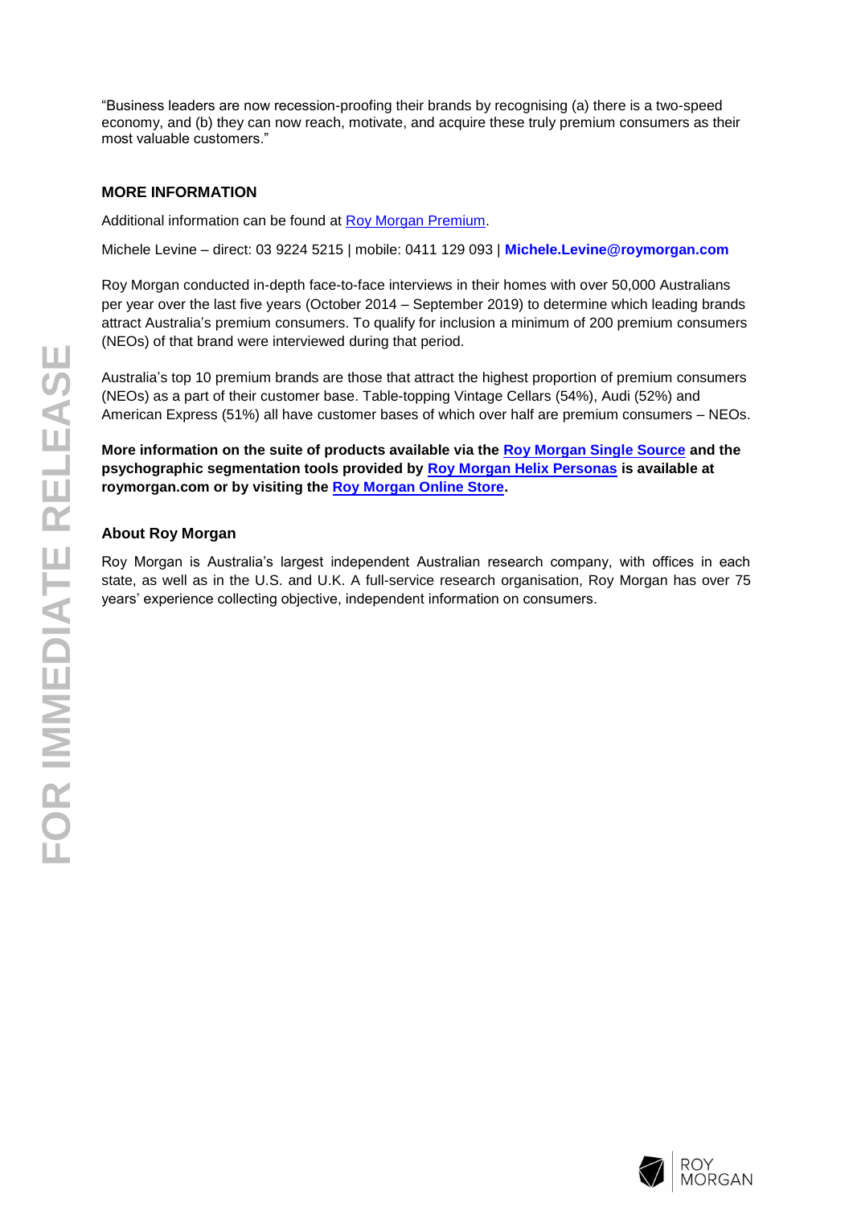"Business leaders are now recession-proofing their brands by recognising (a) there is a two-speed economy, and (b) they can now reach, motivate, and acquire these truly premium consumers as their most valuable customers."

## MORE INFORMATION

Additional information can be found at Roy Morgan Premium.

Michele Levine – direct: 03 9224 5215 | mobile: 0411 129 093 | **Michele.Levine@roymorgan.com**

Roy Morgan conducted in-depth face-to-face interviews in their homes with over 50,000 Australians per year over the last five years (October 2014 – September 2019) to determine which leading brands attract Australia's premium consumers. To qualify for inclusion a minimum of 200 premium consumers (NEOs) of that brand were interviewed during that period.

Australia's top 10 premium brands are those that attract the highest proportion of premium consumers (NEOs) as a part of their customer base. Table-topping Vintage Cellars (54%), Audi (52%) and American Express (51%) all have customer bases of which over half are premium consumers – NEOs.

**More information on the suite of products available via the Roy Morgan Single Source and the psychographic segmentation tools provided by Roy Morgan Helix Personas is available at roymorgan.com or by visiting the Roy Morgan Online Store.**

### About Roy Morgan

Roy Morgan is Australia's largest independent Australian research company, with offices in each state, as well as in the U.S. and U.K. A full-service research organisation, Roy Morgan has over 75 years' experience collecting objective, independent information on consumers.